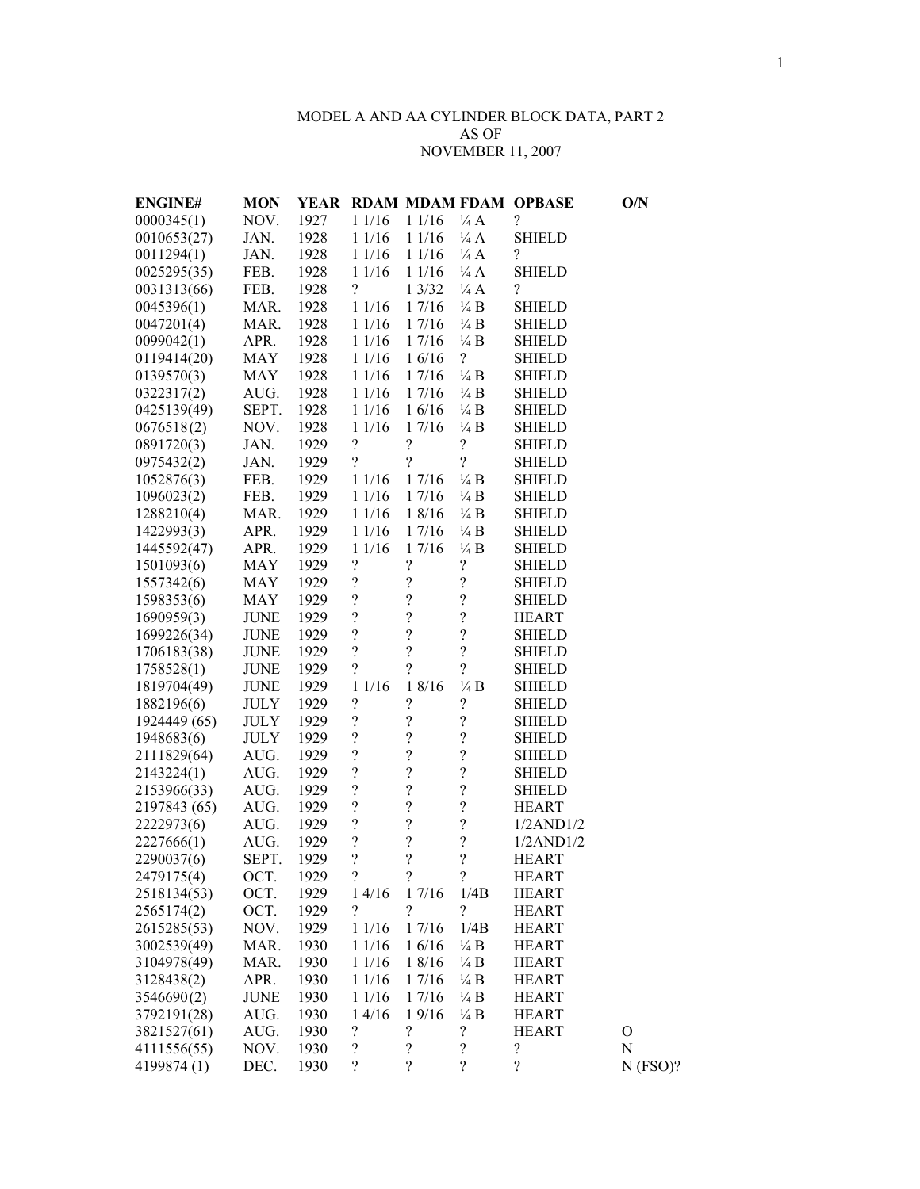MODEL A AND AA CYLINDER BLOCK DATA, PART 2
AS OF
NOVEMBER 11, 2007

| ENGINE# | MON | YEAR | RDAM | MDAM | FDAM | OPBASE | O/N |
|---|---|---|---|---|---|---|---|
| 0000345(1) | NOV. | 1927 | 1 1/16 | 1 1/16 | ¼ A | ? | |
| 0010653(27) | JAN. | 1928 | 1 1/16 | 1 1/16 | ¼ A | SHIELD | |
| 0011294(1) | JAN. | 1928 | 1 1/16 | 1 1/16 | ¼ A | ? | |
| 0025295(35) | FEB. | 1928 | 1 1/16 | 1 1/16 | ¼ A | SHIELD | |
| 0031313(66) | FEB. | 1928 | ? | 1 3/32 | ¼ A | ? | |
| 0045396(1) | MAR. | 1928 | 1 1/16 | 1 7/16 | ¼ B | SHIELD | |
| 0047201(4) | MAR. | 1928 | 1 1/16 | 1 7/16 | ¼ B | SHIELD | |
| 0099042(1) | APR. | 1928 | 1 1/16 | 1 7/16 | ¼ B | SHIELD | |
| 0119414(20) | MAY | 1928 | 1 1/16 | 1 6/16 | ? | SHIELD | |
| 0139570(3) | MAY | 1928 | 1 1/16 | 1 7/16 | ¼ B | SHIELD | |
| 0322317(2) | AUG. | 1928 | 1 1/16 | 1 7/16 | ¼ B | SHIELD | |
| 0425139(49) | SEPT. | 1928 | 1 1/16 | 1 6/16 | ¼ B | SHIELD | |
| 0676518(2) | NOV. | 1928 | 1 1/16 | 1 7/16 | ¼ B | SHIELD | |
| 0891720(3) | JAN. | 1929 | ? | ? | ? | SHIELD | |
| 0975432(2) | JAN. | 1929 | ? | ? | ? | SHIELD | |
| 1052876(3) | FEB. | 1929 | 1 1/16 | 1 7/16 | ¼ B | SHIELD | |
| 1096023(2) | FEB. | 1929 | 1 1/16 | 1 7/16 | ¼ B | SHIELD | |
| 1288210(4) | MAR. | 1929 | 1 1/16 | 1 8/16 | ¼ B | SHIELD | |
| 1422993(3) | APR. | 1929 | 1 1/16 | 1 7/16 | ¼ B | SHIELD | |
| 1445592(47) | APR. | 1929 | 1 1/16 | 1 7/16 | ¼ B | SHIELD | |
| 1501093(6) | MAY | 1929 | ? | ? | ? | SHIELD | |
| 1557342(6) | MAY | 1929 | ? | ? | ? | SHIELD | |
| 1598353(6) | MAY | 1929 | ? | ? | ? | SHIELD | |
| 1690959(3) | JUNE | 1929 | ? | ? | ? | HEART | |
| 1699226(34) | JUNE | 1929 | ? | ? | ? | SHIELD | |
| 1706183(38) | JUNE | 1929 | ? | ? | ? | SHIELD | |
| 1758528(1) | JUNE | 1929 | ? | ? | ? | SHIELD | |
| 1819704(49) | JUNE | 1929 | 1 1/16 | 1 8/16 | ¼ B | SHIELD | |
| 1882196(6) | JULY | 1929 | ? | ? | ? | SHIELD | |
| 1924449 (65) | JULY | 1929 | ? | ? | ? | SHIELD | |
| 1948683(6) | JULY | 1929 | ? | ? | ? | SHIELD | |
| 2111829(64) | AUG. | 1929 | ? | ? | ? | SHIELD | |
| 2143224(1) | AUG. | 1929 | ? | ? | ? | SHIELD | |
| 2153966(33) | AUG. | 1929 | ? | ? | ? | SHIELD | |
| 2197843 (65) | AUG. | 1929 | ? | ? | ? | HEART | |
| 2222973(6) | AUG. | 1929 | ? | ? | ? | 1/2AND1/2 | |
| 2227666(1) | AUG. | 1929 | ? | ? | ? | 1/2AND1/2 | |
| 2290037(6) | SEPT. | 1929 | ? | ? | ? | HEART | |
| 2479175(4) | OCT. | 1929 | ? | ? | ? | HEART | |
| 2518134(53) | OCT. | 1929 | 1 4/16 | 1 7/16 | 1/4B | HEART | |
| 2565174(2) | OCT. | 1929 | ? | ? | ? | HEART | |
| 2615285(53) | NOV. | 1929 | 1 1/16 | 1 7/16 | 1/4B | HEART | |
| 3002539(49) | MAR. | 1930 | 1 1/16 | 1 6/16 | ¼ B | HEART | |
| 3104978(49) | MAR. | 1930 | 1 1/16 | 1 8/16 | ¼ B | HEART | |
| 3128438(2) | APR. | 1930 | 1 1/16 | 1 7/16 | ¼ B | HEART | |
| 3546690(2) | JUNE | 1930 | 1 1/16 | 1 7/16 | ¼ B | HEART | |
| 3792191(28) | AUG. | 1930 | 1 4/16 | 1 9/16 | ¼ B | HEART | |
| 3821527(61) | AUG. | 1930 | ? | ? | ? | HEART | O |
| 4111556(55) | NOV. | 1930 | ? | ? | ? | ? | N |
| 4199874 (1) | DEC. | 1930 | ? | ? | ? | ? | N (FSO)? |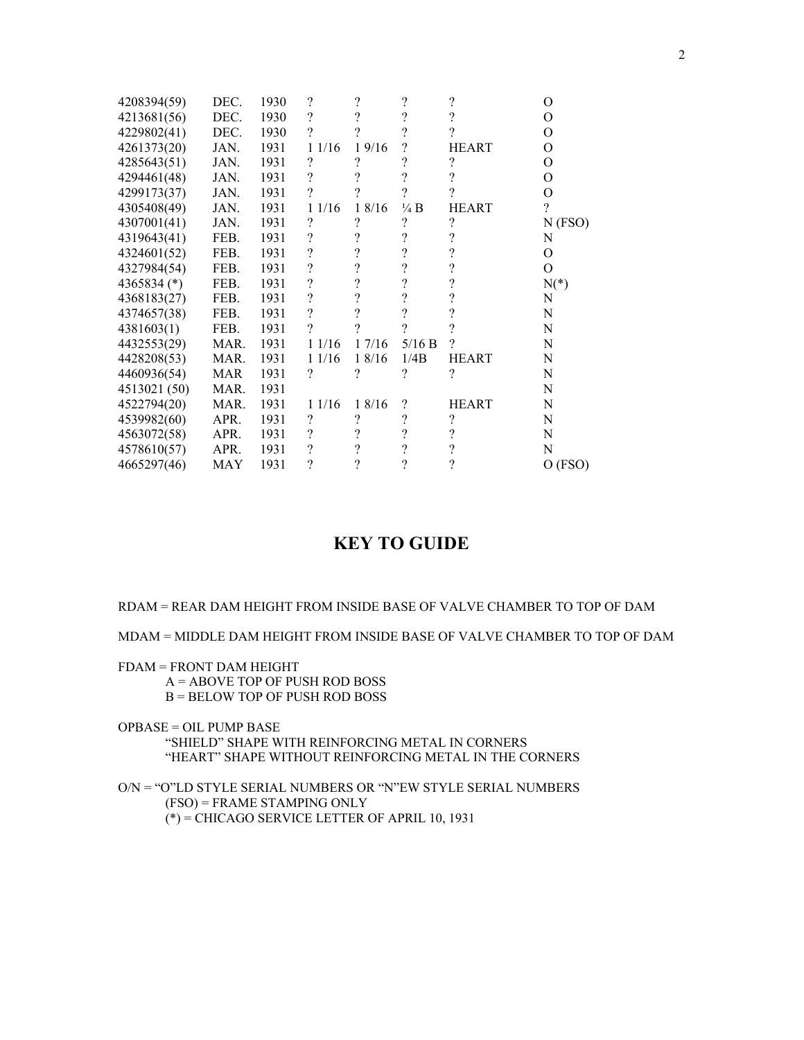| | | | | | | | |
|---|---|---|---|---|---|---|---|
| 4208394(59) | DEC. | 1930 | ? | ? | ? | ? | O |
| 4213681(56) | DEC. | 1930 | ? | ? | ? | ? | O |
| 4229802(41) | DEC. | 1930 | ? | ? | ? | ? | O |
| 4261373(20) | JAN. | 1931 | 1 1/16 | 1 9/16 | ? | HEART | O |
| 4285643(51) | JAN. | 1931 | ? | ? | ? | ? | O |
| 4294461(48) | JAN. | 1931 | ? | ? | ? | ? | O |
| 4299173(37) | JAN. | 1931 | ? | ? | ? | ? | O |
| 4305408(49) | JAN. | 1931 | 1 1/16 | 1 8/16 | ¼ B | HEART | ? |
| 4307001(41) | JAN. | 1931 | ? | ? | ? | ? | N (FSO) |
| 4319643(41) | FEB. | 1931 | ? | ? | ? | ? | N |
| 4324601(52) | FEB. | 1931 | ? | ? | ? | ? | O |
| 4327984(54) | FEB. | 1931 | ? | ? | ? | ? | O |
| 4365834 (*) | FEB. | 1931 | ? | ? | ? | ? | N(*) |
| 4368183(27) | FEB. | 1931 | ? | ? | ? | ? | N |
| 4374657(38) | FEB. | 1931 | ? | ? | ? | ? | N |
| 4381603(1) | FEB. | 1931 | ? | ? | ? | ? | N |
| 4432553(29) | MAR. | 1931 | 1 1/16 | 1 7/16 | 5/16 B | ? | N |
| 4428208(53) | MAR. | 1931 | 1 1/16 | 1 8/16 | 1/4B | HEART | N |
| 4460936(54) | MAR | 1931 | ? | ? | ? | ? | N |
| 4513021 (50) | MAR. | 1931 | | | | | N |
| 4522794(20) | MAR. | 1931 | 1 1/16 | 1 8/16 | ? | HEART | N |
| 4539982(60) | APR. | 1931 | ? | ? | ? | ? | N |
| 4563072(58) | APR. | 1931 | ? | ? | ? | ? | N |
| 4578610(57) | APR. | 1931 | ? | ? | ? | ? | N |
| 4665297(46) | MAY | 1931 | ? | ? | ? | ? | O (FSO) |

## KEY TO GUIDE

RDAM = REAR DAM HEIGHT FROM INSIDE BASE OF VALVE CHAMBER TO TOP OF DAM

MDAM = MIDDLE DAM HEIGHT FROM INSIDE BASE OF VALVE CHAMBER TO TOP OF DAM

FDAM = FRONT DAM HEIGHT
- A = ABOVE TOP OF PUSH ROD BOSS
- B = BELOW TOP OF PUSH ROD BOSS

OPBASE = OIL PUMP BASE
- "SHIELD" SHAPE WITH REINFORCING METAL IN CORNERS
- "HEART" SHAPE WITHOUT REINFORCING METAL IN THE CORNERS

O/N = "O"LD STYLE SERIAL NUMBERS OR "N"EW STYLE SERIAL NUMBERS
- (FSO) = FRAME STAMPING ONLY
- (*) = CHICAGO SERVICE LETTER OF APRIL 10, 1931